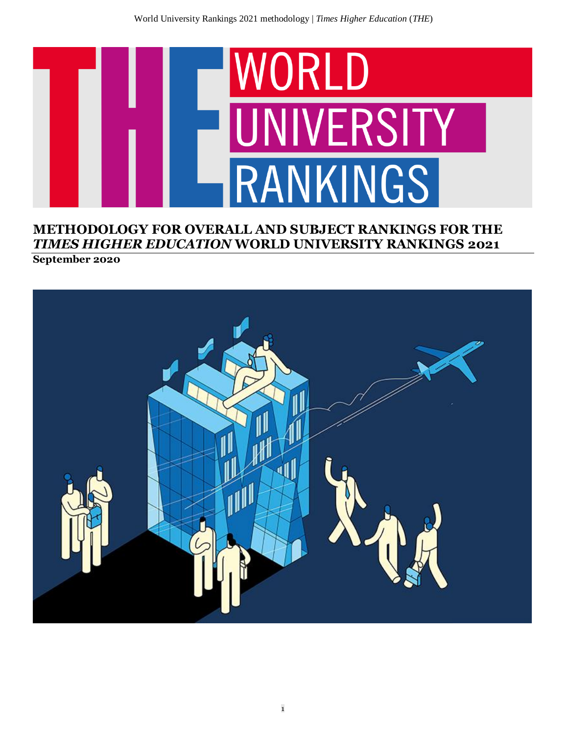# METHODOLOGY FOR OVERALL AND SUBJECT RANKINGS FOR THE *TIMES HIGHER EDUCATION* WORLD UNIVERSITY RANKINGS 2021

**September 2020**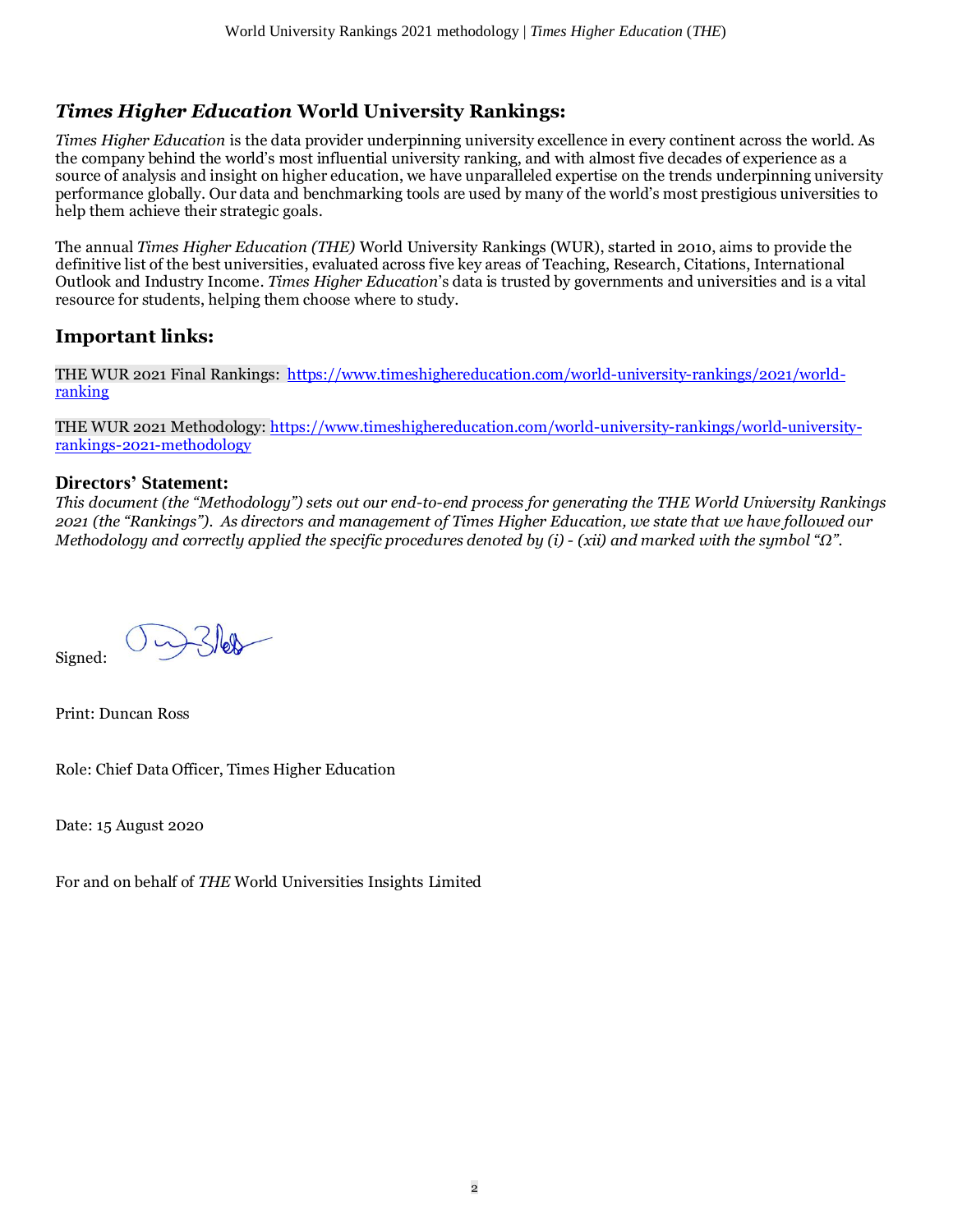## *Times Higher Education* World University Rankings:

*Times Higher Education* is the data provider underpinning university excellence in every continent across the world. As the company behind the world's most influential university ranking, and with almost five decades of experience as a source of analysis and insight on higher education, we have unparalleled expertise on the trends underpinning university performance globally. Our data and benchmarking tools are used by many of the world's most prestigious universities to help them achieve their strategic goals.

The annual *Times Higher Education (THE)* World University Rankings (WUR), started in 2010, aims to provide the definitive list of the best universities, evaluated across five key areas of Teaching, Research, Citations, International Outlook and Industry Income. *Times Higher Education*'s data is trusted by governments and universities and is a vital resource for students, helping them choose where to study.

## Important links:

THE WUR 2021 Final Rankings: [https://www.timeshighereducation.com/world-university-rankings/2021/world-ranking](https://www.timeshighereducation.com/world-university-rankings/2021/world-ranking)

THE WUR 2021 Methodology: [https://www.timeshighereducation.com/world-university-rankings/world-university-rankings-2021-methodology](https://www.timeshighereducation.com/world-university-rankings/world-university-rankings-2021-methodology)

### Directors' Statement:

*This document (the "Methodology") sets out our end-to-end process for generating the THE World University Rankings 2021 (the "Rankings"). As directors and management of Times Higher Education, we state that we have followed our Methodology and correctly applied the specific procedures denoted by (i) - (xii) and marked with the symbol "Ω".*

Signed:

Print: Duncan Ross

Role: Chief Data Officer, Times Higher Education

Date: 15 August 2020

For and on behalf of *THE* World Universities Insights Limited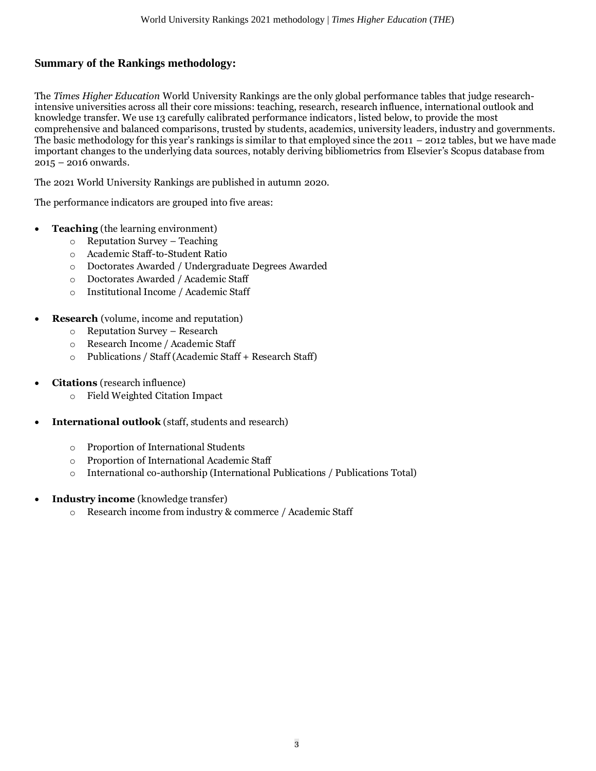## Summary of the Rankings methodology:

The *Times Higher Education* World University Rankings are the only global performance tables that judge research-intensive universities across all their core missions: teaching, research, research influence, international outlook and knowledge transfer. We use 13 carefully calibrated performance indicators, listed below, to provide the most comprehensive and balanced comparisons, trusted by students, academics, university leaders, industry and governments. The basic methodology for this year's rankings is similar to that employed since the 2011 – 2012 tables, but we have made important changes to the underlying data sources, notably deriving bibliometrics from Elsevier's Scopus database from 2015 – 2016 onwards.

The 2021 World University Rankings are published in autumn 2020.

The performance indicators are grouped into five areas:

- **Teaching** (the learning environment)
  - Reputation Survey – Teaching
  - Academic Staff-to-Student Ratio
  - Doctorates Awarded / Undergraduate Degrees Awarded
  - Doctorates Awarded / Academic Staff
  - Institutional Income / Academic Staff

- **Research** (volume, income and reputation)
  - Reputation Survey – Research
  - Research Income / Academic Staff
  - Publications / Staff (Academic Staff + Research Staff)

- **Citations** (research influence)
  - Field Weighted Citation Impact

- **International outlook** (staff, students and research)
  - Proportion of International Students
  - Proportion of International Academic Staff
  - International co-authorship (International Publications / Publications Total)

- **Industry income** (knowledge transfer)
  - Research income from industry & commerce / Academic Staff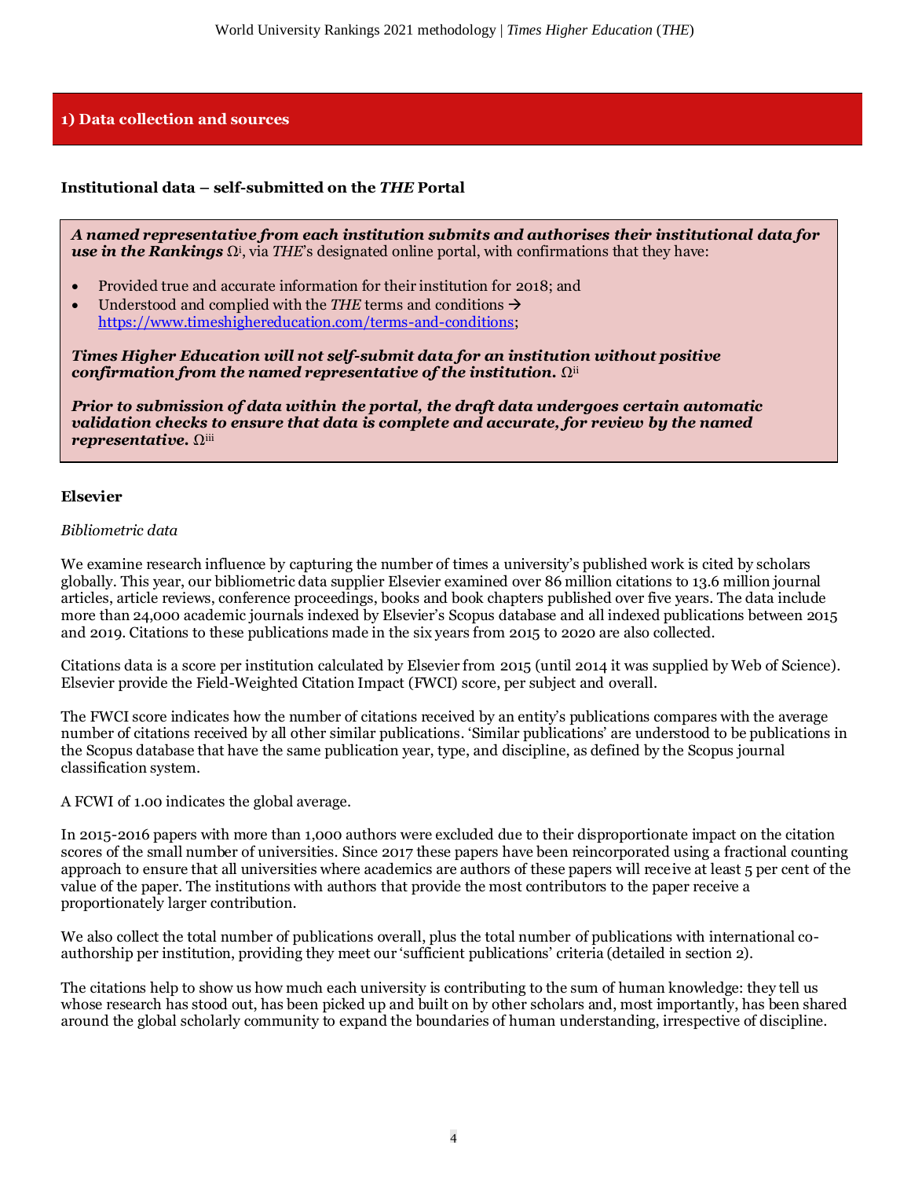## 1) Data collection and sources

### Institutional data – self-submitted on the *THE* Portal

***A named representative from each institution submits and authorises their institutional data for use in the Rankings*** Ω[i], via *THE*'s designated online portal, with confirmations that they have:

- Provided true and accurate information for their institution for 2018; and
- Understood and complied with the *THE* terms and conditions → https://www.timeshighereducation.com/terms-and-conditions;

***Times Higher Education will not self-submit data for an institution without positive confirmation from the named representative of the institution.*** Ω[ii]

***Prior to submission of data within the portal, the draft data undergoes certain automatic validation checks to ensure that data is complete and accurate, for review by the named representative.*** Ω[iii]

### Elsevier

*Bibliometric data*

We examine research influence by capturing the number of times a university's published work is cited by scholars globally. This year, our bibliometric data supplier Elsevier examined over 86 million citations to 13.6 million journal articles, article reviews, conference proceedings, books and book chapters published over five years. The data include more than 24,000 academic journals indexed by Elsevier's Scopus database and all indexed publications between 2015 and 2019. Citations to these publications made in the six years from 2015 to 2020 are also collected.

Citations data is a score per institution calculated by Elsevier from 2015 (until 2014 it was supplied by Web of Science). Elsevier provide the Field-Weighted Citation Impact (FWCI) score, per subject and overall.

The FWCI score indicates how the number of citations received by an entity's publications compares with the average number of citations received by all other similar publications. 'Similar publications' are understood to be publications in the Scopus database that have the same publication year, type, and discipline, as defined by the Scopus journal classification system.

A FCWI of 1.00 indicates the global average.

In 2015-2016 papers with more than 1,000 authors were excluded due to their disproportionate impact on the citation scores of the small number of universities. Since 2017 these papers have been reincorporated using a fractional counting approach to ensure that all universities where academics are authors of these papers will receive at least 5 per cent of the value of the paper. The institutions with authors that provide the most contributors to the paper receive a proportionately larger contribution.

We also collect the total number of publications overall, plus the total number of publications with international co-authorship per institution, providing they meet our 'sufficient publications' criteria (detailed in section 2).

The citations help to show us how much each university is contributing to the sum of human knowledge: they tell us whose research has stood out, has been picked up and built on by other scholars and, most importantly, has been shared around the global scholarly community to expand the boundaries of human understanding, irrespective of discipline.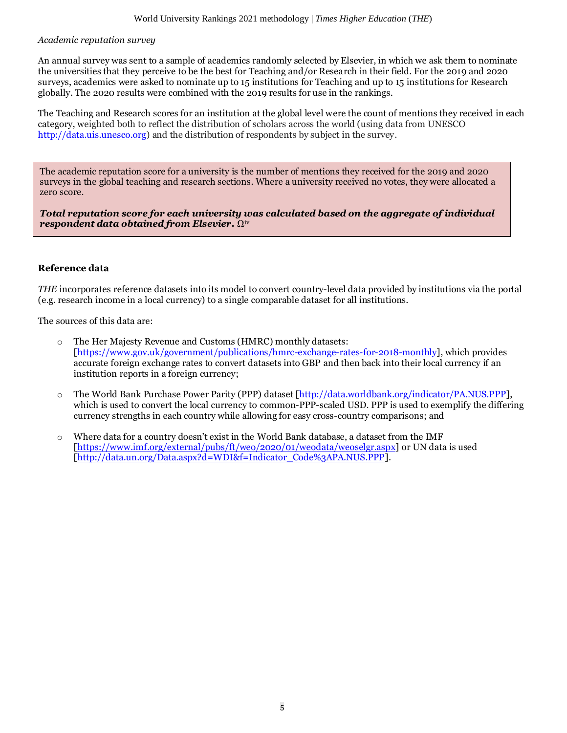*Academic reputation survey*

An annual survey was sent to a sample of academics randomly selected by Elsevier, in which we ask them to nominate the universities that they perceive to be the best for Teaching and/or Research in their field. For the 2019 and 2020 surveys, academics were asked to nominate up to 15 institutions for Teaching and up to 15 institutions for Research globally. The 2020 results were combined with the 2019 results for use in the rankings.

The Teaching and Research scores for an institution at the global level were the count of mentions they received in each category, weighted both to reflect the distribution of scholars across the world (using data from UNESCO http://data.uis.unesco.org) and the distribution of respondents by subject in the survey.

> The academic reputation score for a university is the number of mentions they received for the 2019 and 2020 surveys in the global teaching and research sections. Where a university received no votes, they were allocated a zero score.
>
> ***Total reputation score for each university was calculated based on the aggregate of individual respondent data obtained from Elsevier.*** Ω[iv]

**Reference data**

*THE* incorporates reference datasets into its model to convert country-level data provided by institutions via the portal (e.g. research income in a local currency) to a single comparable dataset for all institutions.

The sources of this data are:

- The Her Majesty Revenue and Customs (HMRC) monthly datasets: [https://www.gov.uk/government/publications/hmrc-exchange-rates-for-2018-monthly], which provides accurate foreign exchange rates to convert datasets into GBP and then back into their local currency if an institution reports in a foreign currency;
- The World Bank Purchase Power Parity (PPP) dataset [http://data.worldbank.org/indicator/PA.NUS.PPP], which is used to convert the local currency to common-PPP-scaled USD. PPP is used to exemplify the differing currency strengths in each country while allowing for easy cross-country comparisons; and
- Where data for a country doesn't exist in the World Bank database, a dataset from the IMF [https://www.imf.org/external/pubs/ft/weo/2020/01/weodata/weoselgr.aspx] or UN data is used [http://data.un.org/Data.aspx?d=WDI&f=Indicator_Code%3APA.NUS.PPP].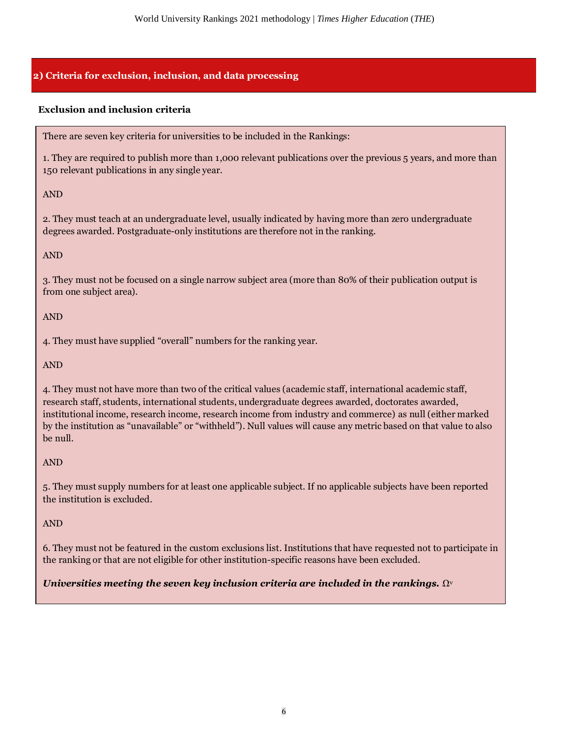## 2) Criteria for exclusion, inclusion, and data processing

### Exclusion and inclusion criteria

There are seven key criteria for universities to be included in the Rankings:

1. They are required to publish more than 1,000 relevant publications over the previous 5 years, and more than 150 relevant publications in any single year.

AND

2. They must teach at an undergraduate level, usually indicated by having more than zero undergraduate degrees awarded. Postgraduate-only institutions are therefore not in the ranking.

AND

3. They must not be focused on a single narrow subject area (more than 80% of their publication output is from one subject area).

AND

4. They must have supplied "overall" numbers for the ranking year.

AND

4. They must not have more than two of the critical values (academic staff, international academic staff, research staff, students, international students, undergraduate degrees awarded, doctorates awarded, institutional income, research income, research income from industry and commerce) as null (either marked by the institution as "unavailable" or "withheld"). Null values will cause any metric based on that value to also be null.

AND

5. They must supply numbers for at least one applicable subject. If no applicable subjects have been reported the institution is excluded.

AND

6. They must not be featured in the custom exclusions list. Institutions that have requested not to participate in the ranking or that are not eligible for other institution-specific reasons have been excluded.

***Universities meeting the seven key inclusion criteria are included in the rankings.*** Ω[v]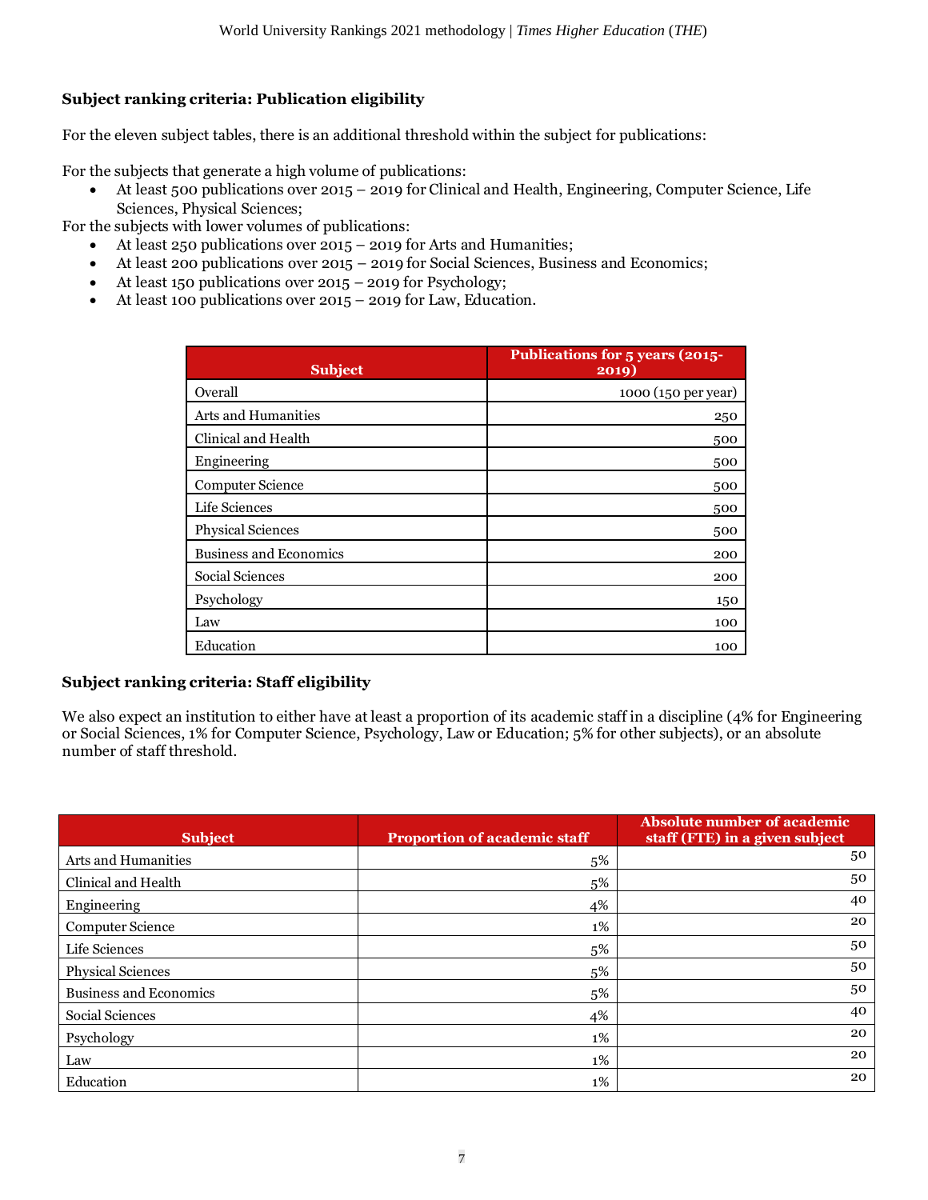### Subject ranking criteria: Publication eligibility

For the eleven subject tables, there is an additional threshold within the subject for publications:

For the subjects that generate a high volume of publications:

- At least 500 publications over 2015 – 2019 for Clinical and Health, Engineering, Computer Science, Life Sciences, Physical Sciences;

For the subjects with lower volumes of publications:

- At least 250 publications over 2015 – 2019 for Arts and Humanities;
- At least 200 publications over 2015 – 2019 for Social Sciences, Business and Economics;
- At least 150 publications over 2015 – 2019 for Psychology;
- At least 100 publications over 2015 – 2019 for Law, Education.

| Subject | Publications for 5 years (2015-2019) |
|---|---|
| Overall | 1000 (150 per year) |
| Arts and Humanities | 250 |
| Clinical and Health | 500 |
| Engineering | 500 |
| Computer Science | 500 |
| Life Sciences | 500 |
| Physical Sciences | 500 |
| Business and Economics | 200 |
| Social Sciences | 200 |
| Psychology | 150 |
| Law | 100 |
| Education | 100 |

### Subject ranking criteria: Staff eligibility

We also expect an institution to either have at least a proportion of its academic staff in a discipline (4% for Engineering or Social Sciences, 1% for Computer Science, Psychology, Law or Education; 5% for other subjects), or an absolute number of staff threshold.

| Subject | Proportion of academic staff | Absolute number of academic staff (FTE) in a given subject |
|---|---|---|
| Arts and Humanities | 5% | 50 |
| Clinical and Health | 5% | 50 |
| Engineering | 4% | 40 |
| Computer Science | 1% | 20 |
| Life Sciences | 5% | 50 |
| Physical Sciences | 5% | 50 |
| Business and Economics | 5% | 50 |
| Social Sciences | 4% | 40 |
| Psychology | 1% | 20 |
| Law | 1% | 20 |
| Education | 1% | 20 |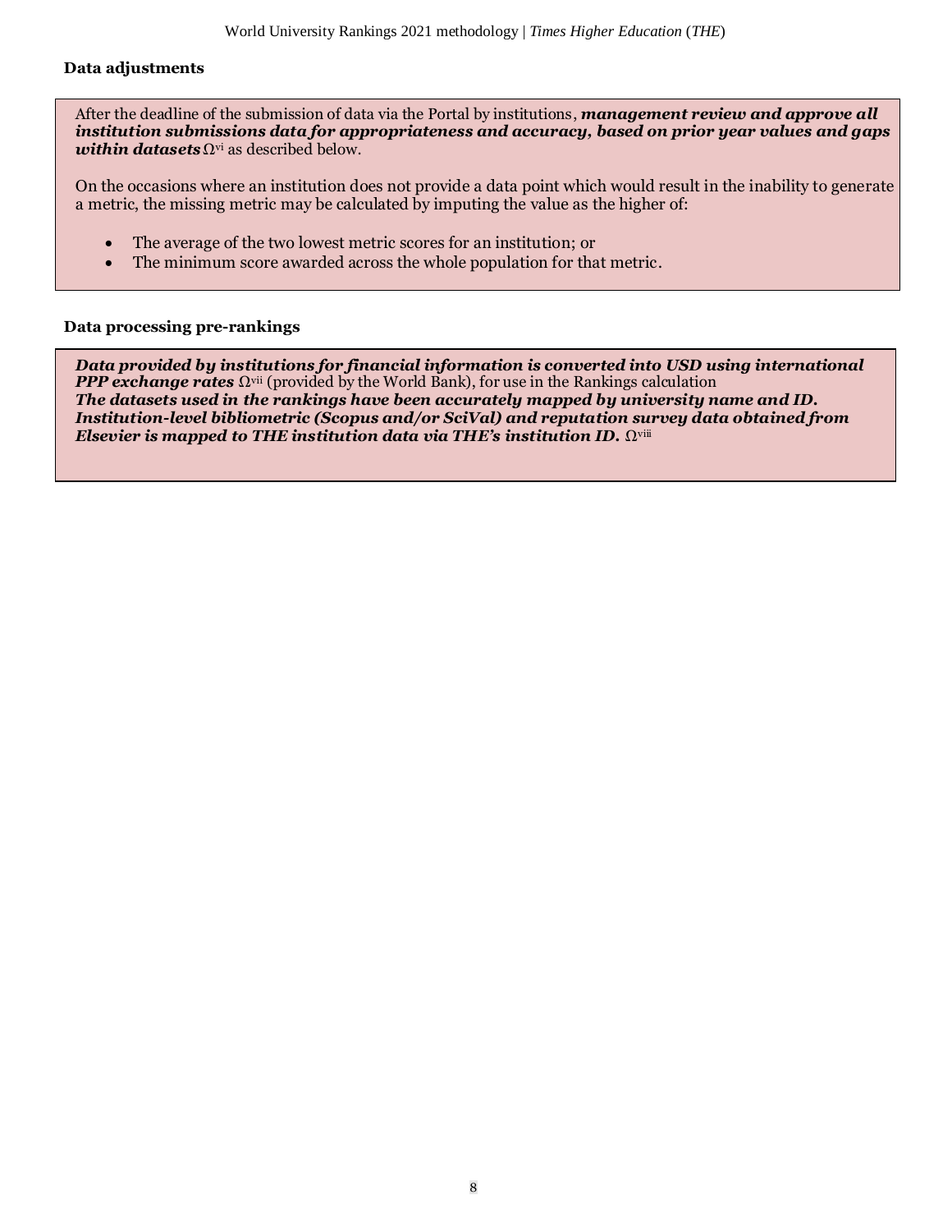**Data adjustments**

After the deadline of the submission of data via the Portal by institutions, ***management review and approve all institution submissions data for appropriateness and accuracy, based on prior year values and gaps within datasets*** Ω[vi] as described below.

On the occasions where an institution does not provide a data point which would result in the inability to generate a metric, the missing metric may be calculated by imputing the value as the higher of:

- The average of the two lowest metric scores for an institution; or
- The minimum score awarded across the whole population for that metric.

**Data processing pre-rankings**

***Data provided by institutions for financial information is converted into USD using international PPP exchange rates*** Ω[vii] (provided by the World Bank), for use in the Rankings calculation
***The datasets used in the rankings have been accurately mapped by university name and ID. Institution-level bibliometric (Scopus and/or SciVal) and reputation survey data obtained from Elsevier is mapped to THE institution data via THE's institution ID.*** Ω[viii]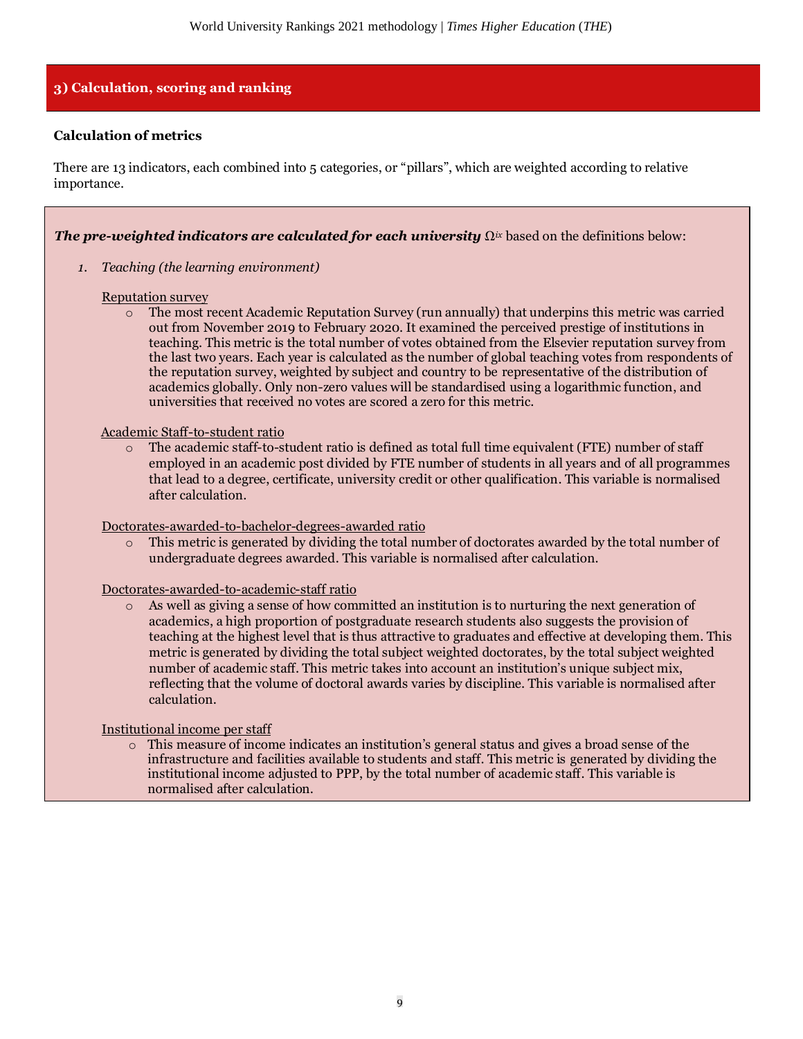## 3) Calculation, scoring and ranking

### Calculation of metrics

There are 13 indicators, each combined into 5 categories, or "pillars", which are weighted according to relative importance.

***The pre-weighted indicators are calculated for each university*** $\Omega^{ix}$ based on the definitions below:

1. *Teaching (the learning environment)*

   Reputation survey

   - The most recent Academic Reputation Survey (run annually) that underpins this metric was carried out from November 2019 to February 2020. It examined the perceived prestige of institutions in teaching. This metric is the total number of votes obtained from the Elsevier reputation survey from the last two years. Each year is calculated as the number of global teaching votes from respondents of the reputation survey, weighted by subject and country to be representative of the distribution of academics globally. Only non-zero values will be standardised using a logarithmic function, and universities that received no votes are scored a zero for this metric.

   Academic Staff-to-student ratio

   - The academic staff-to-student ratio is defined as total full time equivalent (FTE) number of staff employed in an academic post divided by FTE number of students in all years and of all programmes that lead to a degree, certificate, university credit or other qualification. This variable is normalised after calculation.

   Doctorates-awarded-to-bachelor-degrees-awarded ratio

   - This metric is generated by dividing the total number of doctorates awarded by the total number of undergraduate degrees awarded. This variable is normalised after calculation.

   Doctorates-awarded-to-academic-staff ratio

   - As well as giving a sense of how committed an institution is to nurturing the next generation of academics, a high proportion of postgraduate research students also suggests the provision of teaching at the highest level that is thus attractive to graduates and effective at developing them. This metric is generated by dividing the total subject weighted doctorates, by the total subject weighted number of academic staff. This metric takes into account an institution's unique subject mix, reflecting that the volume of doctoral awards varies by discipline. This variable is normalised after calculation.

   Institutional income per staff

   - This measure of income indicates an institution's general status and gives a broad sense of the infrastructure and facilities available to students and staff. This metric is generated by dividing the institutional income adjusted to PPP, by the total number of academic staff. This variable is normalised after calculation.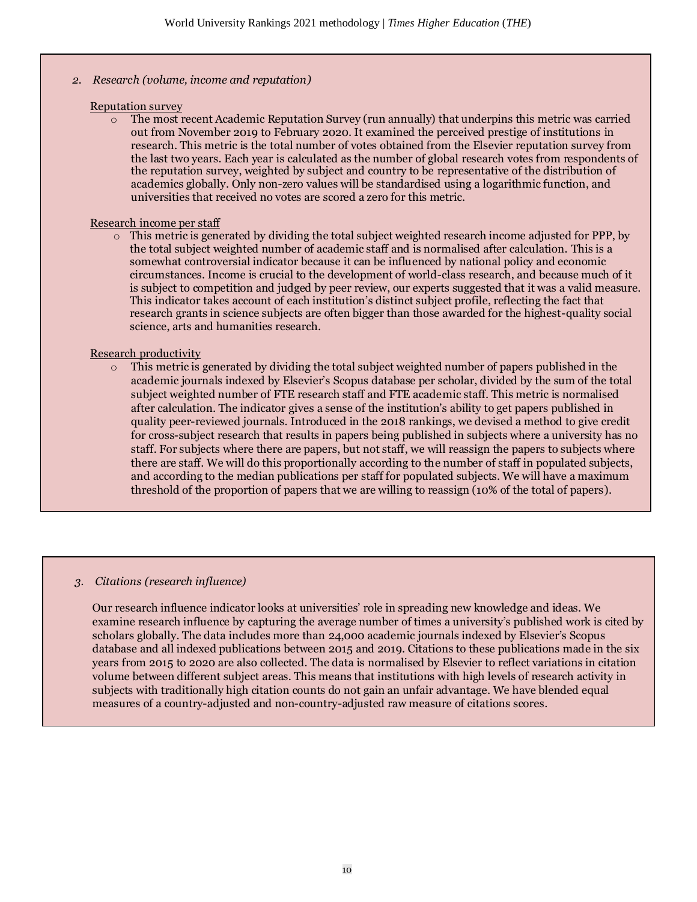2. *Research (volume, income and reputation)*

<u>Reputation survey</u>

- The most recent Academic Reputation Survey (run annually) that underpins this metric was carried out from November 2019 to February 2020. It examined the perceived prestige of institutions in research. This metric is the total number of votes obtained from the Elsevier reputation survey from the last two years. Each year is calculated as the number of global research votes from respondents of the reputation survey, weighted by subject and country to be representative of the distribution of academics globally. Only non-zero values will be standardised using a logarithmic function, and universities that received no votes are scored a zero for this metric.

<u>Research income per staff</u>

- This metric is generated by dividing the total subject weighted research income adjusted for PPP, by the total subject weighted number of academic staff and is normalised after calculation. This is a somewhat controversial indicator because it can be influenced by national policy and economic circumstances. Income is crucial to the development of world-class research, and because much of it is subject to competition and judged by peer review, our experts suggested that it was a valid measure. This indicator takes account of each institution's distinct subject profile, reflecting the fact that research grants in science subjects are often bigger than those awarded for the highest-quality social science, arts and humanities research.

<u>Research productivity</u>

- This metric is generated by dividing the total subject weighted number of papers published in the academic journals indexed by Elsevier's Scopus database per scholar, divided by the sum of the total subject weighted number of FTE research staff and FTE academic staff. This metric is normalised after calculation. The indicator gives a sense of the institution's ability to get papers published in quality peer-reviewed journals. Introduced in the 2018 rankings, we devised a method to give credit for cross-subject research that results in papers being published in subjects where a university has no staff. For subjects where there are papers, but not staff, we will reassign the papers to subjects where there are staff. We will do this proportionally according to the number of staff in populated subjects, and according to the median publications per staff for populated subjects. We will have a maximum threshold of the proportion of papers that we are willing to reassign (10% of the total of papers).

3. *Citations (research influence)*

Our research influence indicator looks at universities' role in spreading new knowledge and ideas. We examine research influence by capturing the average number of times a university's published work is cited by scholars globally. The data includes more than 24,000 academic journals indexed by Elsevier's Scopus database and all indexed publications between 2015 and 2019. Citations to these publications made in the six years from 2015 to 2020 are also collected. The data is normalised by Elsevier to reflect variations in citation volume between different subject areas. This means that institutions with high levels of research activity in subjects with traditionally high citation counts do not gain an unfair advantage. We have blended equal measures of a country-adjusted and non-country-adjusted raw measure of citations scores.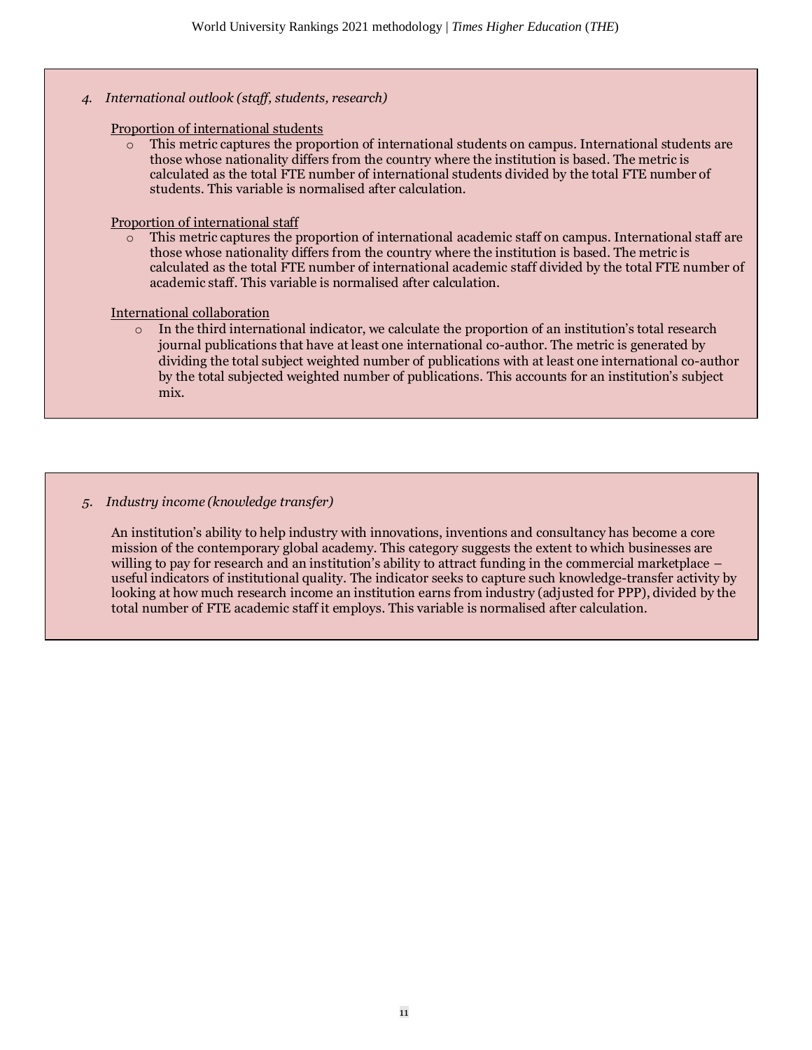*4. International outlook (staff, students, research)*

Proportion of international students

- This metric captures the proportion of international students on campus. International students are those whose nationality differs from the country where the institution is based. The metric is calculated as the total FTE number of international students divided by the total FTE number of students. This variable is normalised after calculation.

Proportion of international staff

- This metric captures the proportion of international academic staff on campus. International staff are those whose nationality differs from the country where the institution is based. The metric is calculated as the total FTE number of international academic staff divided by the total FTE number of academic staff. This variable is normalised after calculation.

International collaboration

- In the third international indicator, we calculate the proportion of an institution's total research journal publications that have at least one international co-author. The metric is generated by dividing the total subject weighted number of publications with at least one international co-author by the total subjected weighted number of publications. This accounts for an institution's subject mix.

*5. Industry income (knowledge transfer)*

An institution's ability to help industry with innovations, inventions and consultancy has become a core mission of the contemporary global academy. This category suggests the extent to which businesses are willing to pay for research and an institution's ability to attract funding in the commercial marketplace – useful indicators of institutional quality. The indicator seeks to capture such knowledge-transfer activity by looking at how much research income an institution earns from industry (adjusted for PPP), divided by the total number of FTE academic staff it employs. This variable is normalised after calculation.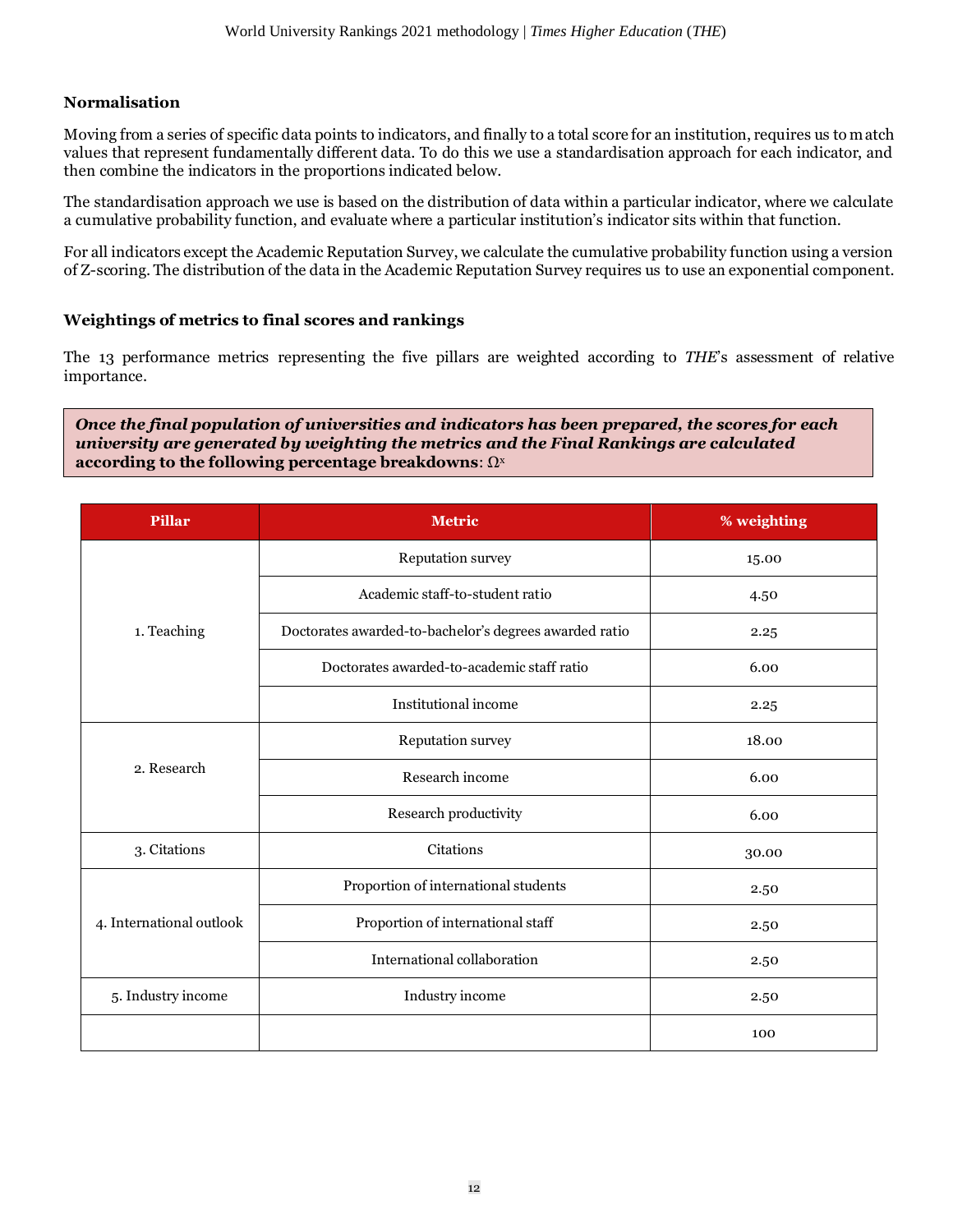## Normalisation

Moving from a series of specific data points to indicators, and finally to a total score for an institution, requires us to match values that represent fundamentally different data. To do this we use a standardisation approach for each indicator, and then combine the indicators in the proportions indicated below.

The standardisation approach we use is based on the distribution of data within a particular indicator, where we calculate a cumulative probability function, and evaluate where a particular institution's indicator sits within that function.

For all indicators except the Academic Reputation Survey, we calculate the cumulative probability function using a version of Z-scoring. The distribution of the data in the Academic Reputation Survey requires us to use an exponential component.

## Weightings of metrics to final scores and rankings

The 13 performance metrics representing the five pillars are weighted according to *THE*'s assessment of relative importance.

***Once the final population of universities and indicators has been prepared, the scores for each university are generated by weighting the metrics and the Final Rankings are calculated according to the following percentage breakdowns***: $\Omega^x$

| Pillar | Metric | % weighting |
|---|---|---|
| 1. Teaching | Reputation survey | 15.00 |
| | Academic staff-to-student ratio | 4.50 |
| | Doctorates awarded-to-bachelor's degrees awarded ratio | 2.25 |
| | Doctorates awarded-to-academic staff ratio | 6.00 |
| | Institutional income | 2.25 |
| 2. Research | Reputation survey | 18.00 |
| | Research income | 6.00 |
| | Research productivity | 6.00 |
| 3. Citations | Citations | 30.00 |
| 4. International outlook | Proportion of international students | 2.50 |
| | Proportion of international staff | 2.50 |
| | International collaboration | 2.50 |
| 5. Industry income | Industry income | 2.50 |
| | | 100 |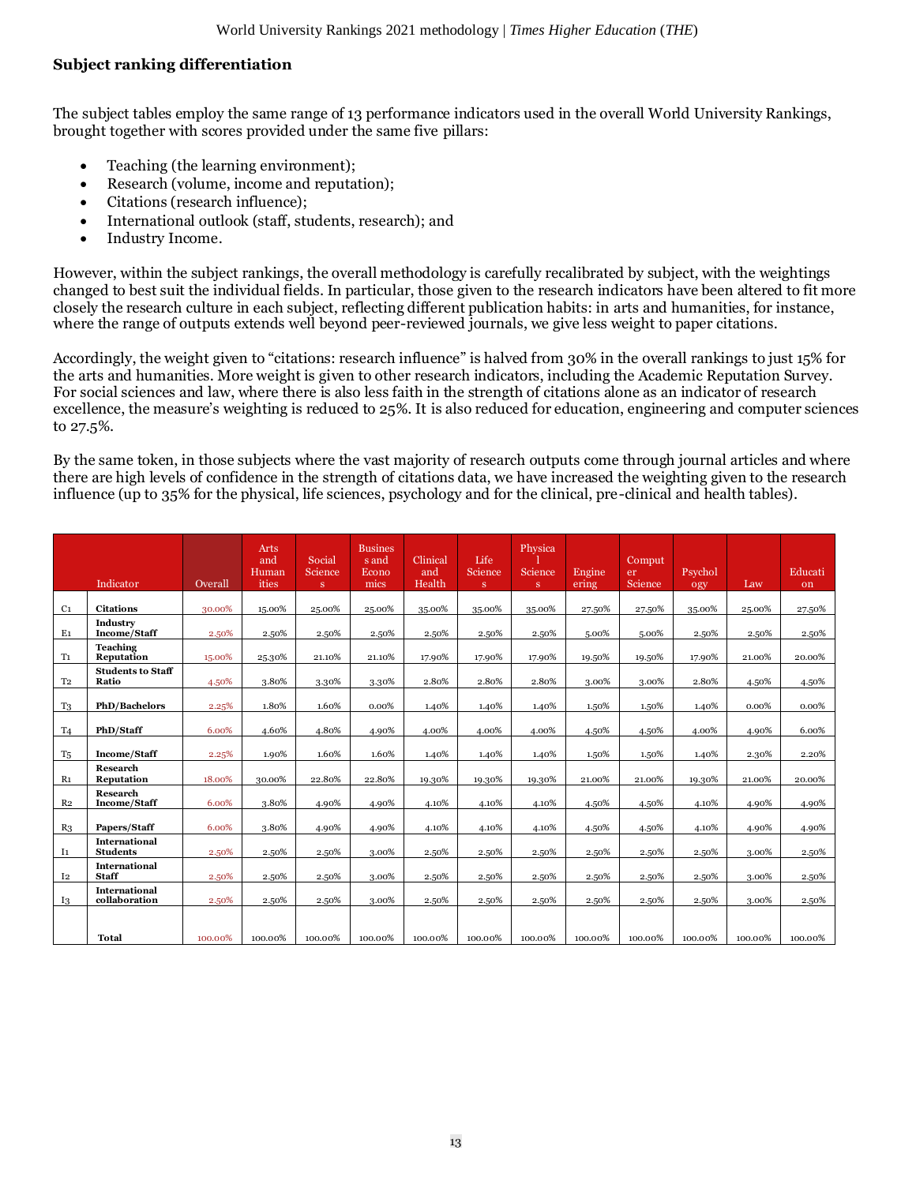### Subject ranking differentiation

The subject tables employ the same range of 13 performance indicators used in the overall World University Rankings, brought together with scores provided under the same five pillars:

- Teaching (the learning environment);
- Research (volume, income and reputation);
- Citations (research influence);
- International outlook (staff, students, research); and
- Industry Income.

However, within the subject rankings, the overall methodology is carefully recalibrated by subject, with the weightings changed to best suit the individual fields. In particular, those given to the research indicators have been altered to fit more closely the research culture in each subject, reflecting different publication habits: in arts and humanities, for instance, where the range of outputs extends well beyond peer-reviewed journals, we give less weight to paper citations.

Accordingly, the weight given to "citations: research influence" is halved from 30% in the overall rankings to just 15% for the arts and humanities. More weight is given to other research indicators, including the Academic Reputation Survey. For social sciences and law, where there is also less faith in the strength of citations alone as an indicator of research excellence, the measure's weighting is reduced to 25%. It is also reduced for education, engineering and computer sciences to 27.5%.

By the same token, in those subjects where the vast majority of research outputs come through journal articles and where there are high levels of confidence in the strength of citations data, we have increased the weighting given to the research influence (up to 35% for the physical, life sciences, psychology and for the clinical, pre-clinical and health tables).

| | Indicator | Overall | Arts and Humanities | Social Sciences | Business and Economics | Clinical and Health | Life Sciences | Physical Sciences | Engineering | Computer Science | Psychology | Law | Education |
|---|---|---|---|---|---|---|---|---|---|---|---|---|---|
| C1 | **Citations** | 30.00% | 15.00% | 25.00% | 25.00% | 35.00% | 35.00% | 35.00% | 27.50% | 27.50% | 35.00% | 25.00% | 27.50% |
| E1 | **Industry Income/Staff** | 2.50% | 2.50% | 2.50% | 2.50% | 2.50% | 2.50% | 2.50% | 5.00% | 5.00% | 2.50% | 2.50% | 2.50% |
| T1 | **Teaching Reputation** | 15.00% | 25.30% | 21.10% | 21.10% | 17.90% | 17.90% | 17.90% | 19.50% | 19.50% | 17.90% | 21.00% | 20.00% |
| T2 | **Students to Staff Ratio** | 4.50% | 3.80% | 3.30% | 3.30% | 2.80% | 2.80% | 2.80% | 3.00% | 3.00% | 2.80% | 4.50% | 4.50% |
| T3 | **PhD/Bachelors** | 2.25% | 1.80% | 1.60% | 0.00% | 1.40% | 1.40% | 1.40% | 1.50% | 1.50% | 1.40% | 0.00% | 0.00% |
| T4 | **PhD/Staff** | 6.00% | 4.60% | 4.80% | 4.90% | 4.00% | 4.00% | 4.00% | 4.50% | 4.50% | 4.00% | 4.90% | 6.00% |
| T5 | **Income/Staff** | 2.25% | 1.90% | 1.60% | 1.60% | 1.40% | 1.40% | 1.40% | 1.50% | 1.50% | 1.40% | 2.30% | 2.20% |
| R1 | **Research Reputation** | 18.00% | 30.00% | 22.80% | 22.80% | 19.30% | 19.30% | 19.30% | 21.00% | 21.00% | 19.30% | 21.00% | 20.00% |
| R2 | **Research Income/Staff** | 6.00% | 3.80% | 4.90% | 4.90% | 4.10% | 4.10% | 4.10% | 4.50% | 4.50% | 4.10% | 4.90% | 4.90% |
| R3 | **Papers/Staff** | 6.00% | 3.80% | 4.90% | 4.90% | 4.10% | 4.10% | 4.10% | 4.50% | 4.50% | 4.10% | 4.90% | 4.90% |
| I1 | **International Students** | 2.50% | 2.50% | 2.50% | 3.00% | 2.50% | 2.50% | 2.50% | 2.50% | 2.50% | 2.50% | 3.00% | 2.50% |
| I2 | **International Staff** | 2.50% | 2.50% | 2.50% | 3.00% | 2.50% | 2.50% | 2.50% | 2.50% | 2.50% | 2.50% | 3.00% | 2.50% |
| I3 | **International collaboration** | 2.50% | 2.50% | 2.50% | 3.00% | 2.50% | 2.50% | 2.50% | 2.50% | 2.50% | 2.50% | 3.00% | 2.50% |
| | **Total** | 100.00% | 100.00% | 100.00% | 100.00% | 100.00% | 100.00% | 100.00% | 100.00% | 100.00% | 100.00% | 100.00% | 100.00% |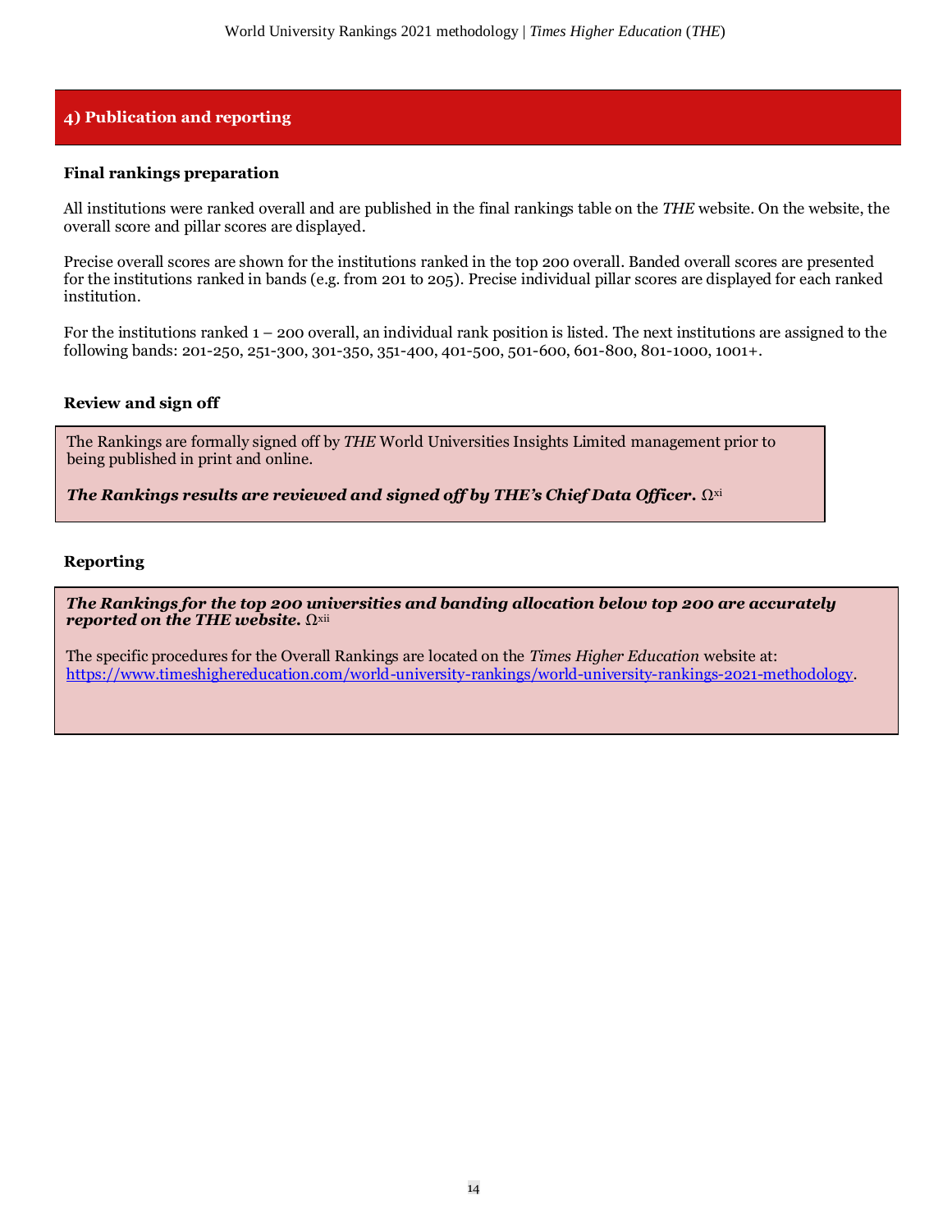## 4) Publication and reporting

### Final rankings preparation

All institutions were ranked overall and are published in the final rankings table on the *THE* website. On the website, the overall score and pillar scores are displayed.

Precise overall scores are shown for the institutions ranked in the top 200 overall. Banded overall scores are presented for the institutions ranked in bands (e.g. from 201 to 205). Precise individual pillar scores are displayed for each ranked institution.

For the institutions ranked 1 – 200 overall, an individual rank position is listed. The next institutions are assigned to the following bands: 201-250, 251-300, 301-350, 351-400, 401-500, 501-600, 601-800, 801-1000, 1001+.

### Review and sign off

The Rankings are formally signed off by *THE* World Universities Insights Limited management prior to being published in print and online.

***The Rankings results are reviewed and signed off by THE's Chief Data Officer.*** Ω[xi]

### Reporting

***The Rankings for the top 200 universities and banding allocation below top 200 are accurately reported on the THE website.*** Ω[xii]

The specific procedures for the Overall Rankings are located on the *Times Higher Education* website at: [https://www.timeshighereducation.com/world-university-rankings/world-university-rankings-2021-methodology](https://www.timeshighereducation.com/world-university-rankings/world-university-rankings-2021-methodology).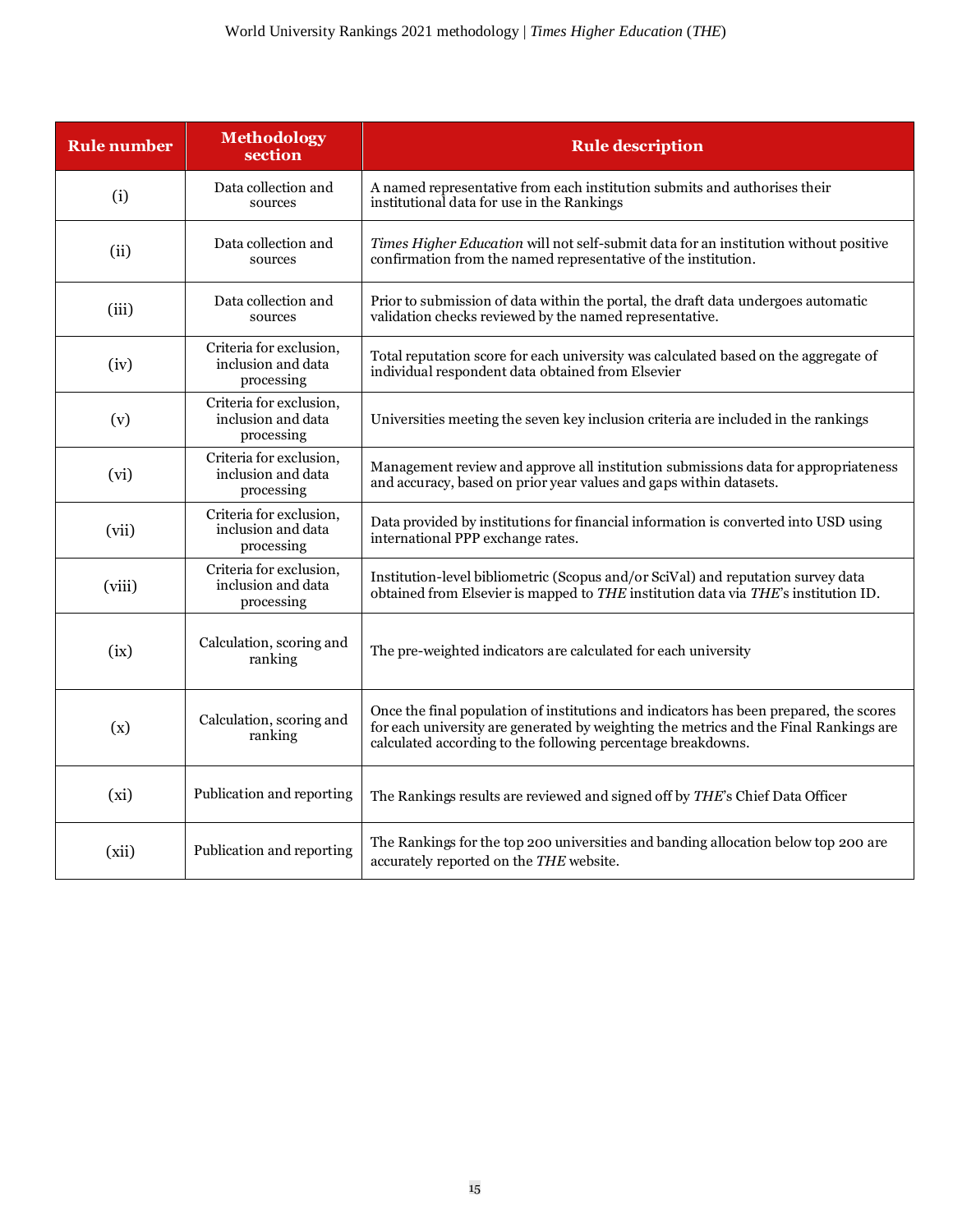| Rule number | Methodology section | Rule description |
| --- | --- | --- |
| (i) | Data collection and sources | A named representative from each institution submits and authorises their institutional data for use in the Rankings |
| (ii) | Data collection and sources | *Times Higher Education* will not self-submit data for an institution without positive confirmation from the named representative of the institution. |
| (iii) | Data collection and sources | Prior to submission of data within the portal, the draft data undergoes automatic validation checks reviewed by the named representative. |
| (iv) | Criteria for exclusion, inclusion and data processing | Total reputation score for each university was calculated based on the aggregate of individual respondent data obtained from Elsevier |
| (v) | Criteria for exclusion, inclusion and data processing | Universities meeting the seven key inclusion criteria are included in the rankings |
| (vi) | Criteria for exclusion, inclusion and data processing | Management review and approve all institution submissions data for appropriateness and accuracy, based on prior year values and gaps within datasets. |
| (vii) | Criteria for exclusion, inclusion and data processing | Data provided by institutions for financial information is converted into USD using international PPP exchange rates. |
| (viii) | Criteria for exclusion, inclusion and data processing | Institution-level bibliometric (Scopus and/or SciVal) and reputation survey data obtained from Elsevier is mapped to *THE* institution data via *THE*'s institution ID. |
| (ix) | Calculation, scoring and ranking | The pre-weighted indicators are calculated for each university |
| (x) | Calculation, scoring and ranking | Once the final population of institutions and indicators has been prepared, the scores for each university are generated by weighting the metrics and the Final Rankings are calculated according to the following percentage breakdowns. |
| (xi) | Publication and reporting | The Rankings results are reviewed and signed off by *THE*'s Chief Data Officer |
| (xii) | Publication and reporting | The Rankings for the top 200 universities and banding allocation below top 200 are accurately reported on the *THE* website. |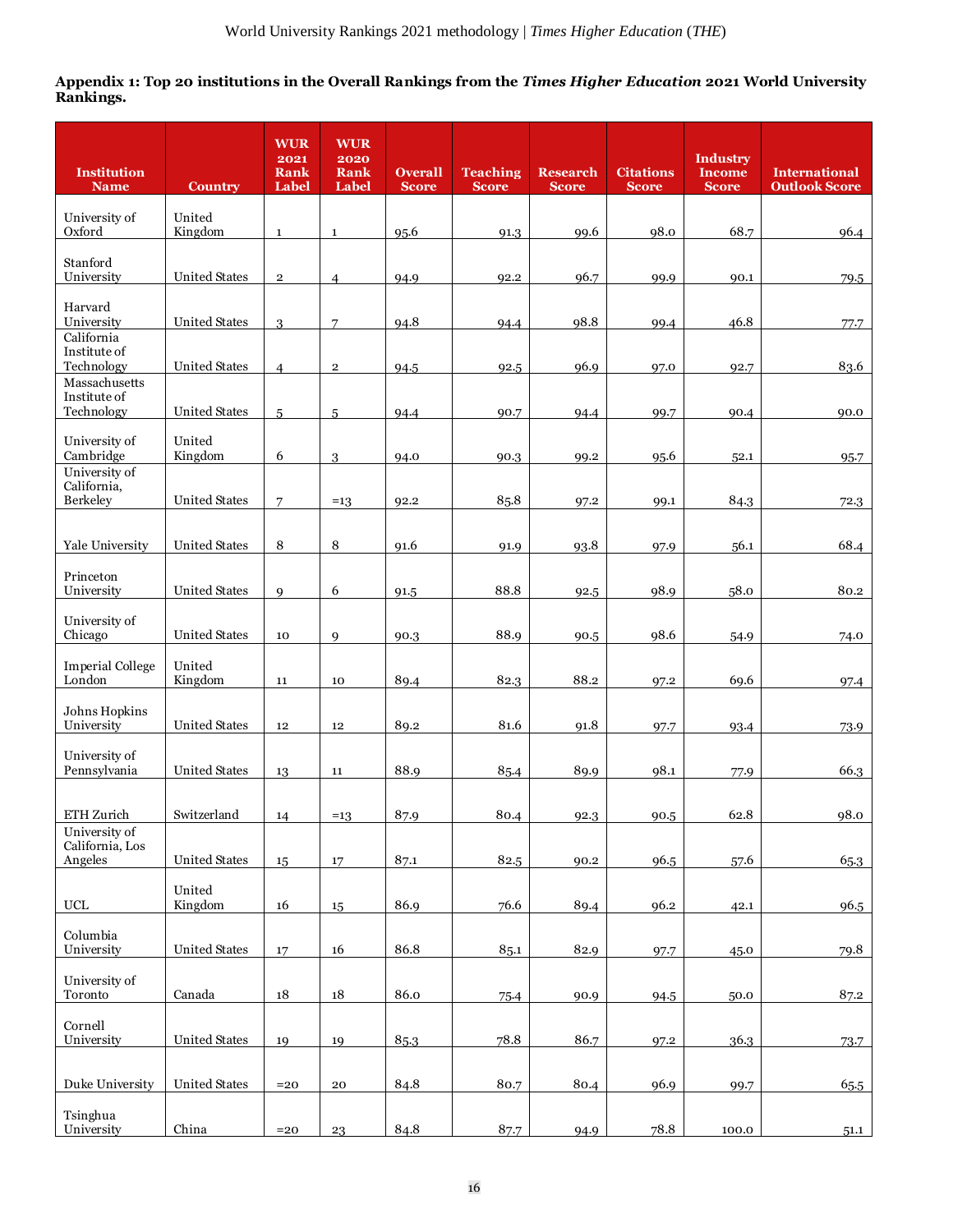**Appendix 1: Top 20 institutions in the Overall Rankings from the *Times Higher Education* 2021 World University Rankings.**

| Institution Name | Country | WUR 2021 Rank Label | WUR 2020 Rank Label | Overall Score | Teaching Score | Research Score | Citations Score | Industry Income Score | International Outlook Score |
|---|---|---|---|---|---|---|---|---|---|
| University of Oxford | United Kingdom | 1 | 1 | 95.6 | 91.3 | 99.6 | 98.0 | 68.7 | 96.4 |
| Stanford University | United States | 2 | 4 | 94.9 | 92.2 | 96.7 | 99.9 | 90.1 | 79.5 |
| Harvard University | United States | 3 | 7 | 94.8 | 94.4 | 98.8 | 99.4 | 46.8 | 77.7 |
| California Institute of Technology | United States | 4 | 2 | 94.5 | 92.5 | 96.9 | 97.0 | 92.7 | 83.6 |
| Massachusetts Institute of Technology | United States | 5 | 5 | 94.4 | 90.7 | 94.4 | 99.7 | 90.4 | 90.0 |
| University of Cambridge | United Kingdom | 6 | 3 | 94.0 | 90.3 | 99.2 | 95.6 | 52.1 | 95.7 |
| University of California, Berkeley | United States | 7 | =13 | 92.2 | 85.8 | 97.2 | 99.1 | 84.3 | 72.3 |
| Yale University | United States | 8 | 8 | 91.6 | 91.9 | 93.8 | 97.9 | 56.1 | 68.4 |
| Princeton University | United States | 9 | 6 | 91.5 | 88.8 | 92.5 | 98.9 | 58.0 | 80.2 |
| University of Chicago | United States | 10 | 9 | 90.3 | 88.9 | 90.5 | 98.6 | 54.9 | 74.0 |
| Imperial College London | United Kingdom | 11 | 10 | 89.4 | 82.3 | 88.2 | 97.2 | 69.6 | 97.4 |
| Johns Hopkins University | United States | 12 | 12 | 89.2 | 81.6 | 91.8 | 97.7 | 93.4 | 73.9 |
| University of Pennsylvania | United States | 13 | 11 | 88.9 | 85.4 | 89.9 | 98.1 | 77.9 | 66.3 |
| ETH Zurich | Switzerland | 14 | =13 | 87.9 | 80.4 | 92.3 | 90.5 | 62.8 | 98.0 |
| University of California, Los Angeles | United States | 15 | 17 | 87.1 | 82.5 | 90.2 | 96.5 | 57.6 | 65.3 |
| UCL | United Kingdom | 16 | 15 | 86.9 | 76.6 | 89.4 | 96.2 | 42.1 | 96.5 |
| Columbia University | United States | 17 | 16 | 86.8 | 85.1 | 82.9 | 97.7 | 45.0 | 79.8 |
| University of Toronto | Canada | 18 | 18 | 86.0 | 75.4 | 90.9 | 94.5 | 50.0 | 87.2 |
| Cornell University | United States | 19 | 19 | 85.3 | 78.8 | 86.7 | 97.2 | 36.3 | 73.7 |
| Duke University | United States | =20 | 20 | 84.8 | 80.7 | 80.4 | 96.9 | 99.7 | 65.5 |
| Tsinghua University | China | =20 | 23 | 84.8 | 87.7 | 94.9 | 78.8 | 100.0 | 51.1 |